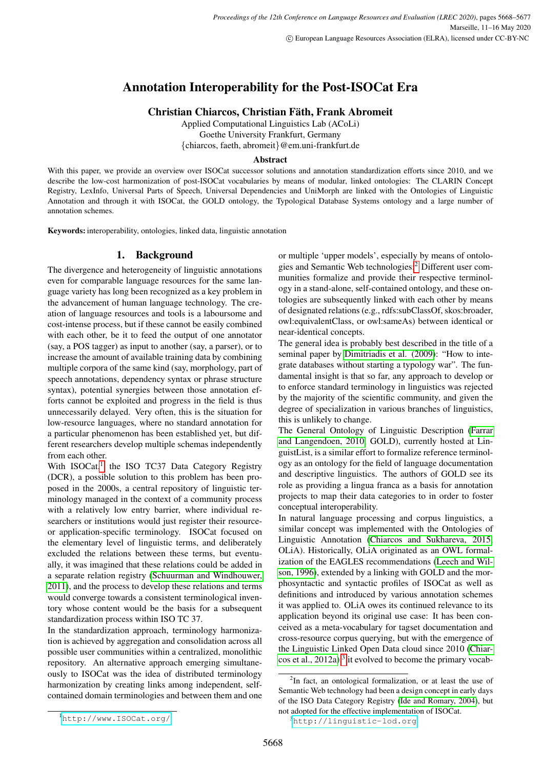# Annotation Interoperability for the Post-ISOCat Era

**Christian Chiarcos, Christian Fäth, Frank Abromeit**

Applied Computational Linguistics Lab (ACoLi)
Goethe University Frankfurt, Germany
{chiarcos, faeth, abromeit}@em.uni-frankfurt.de

## Abstract

With this paper, we provide an overview over ISOCat successor solutions and annotation standardization efforts since 2010, and we describe the low-cost harmonization of post-ISOCat vocabularies by means of modular, linked ontologies: The CLARIN Concept Registry, LexInfo, Universal Parts of Speech, Universal Dependencies and UniMorph are linked with the Ontologies of Linguistic Annotation and through it with ISOCat, the GOLD ontology, the Typological Database Systems ontology and a large number of annotation schemes.

**Keywords:** interoperability, ontologies, linked data, linguistic annotation

## 1. Background

The divergence and heterogeneity of linguistic annotations even for comparable language resources for the same language variety has long been recognized as a key problem in the advancement of human language technology. The creation of language resources and tools is a labourseome and cost-intense process, but if these cannot be easily combined with each other, be it to feed the output of one annotator (say, a POS tagger) as input to another (say, a parser), or to increase the amount of available training data by combining multiple corpora of the same kind (say, morphology, part of speech annotations, dependency syntax or phrase structure syntax), potential synergies between those annotation efforts cannot be exploited and progress in the field is thus unnecessarily delayed. Very often, this is the situation for low-resource languages, where no standard annotation for a particular phenomenon has been established yet, but different researchers develop multiple schemas independently from each other.

With ISOCat,[1] the ISO TC37 Data Category Registry (DCR), a possible solution to this problem has been proposed in the 2000s, a central repository of linguistic terminology managed in the context of a community process with a relatively low entry barrier, where individual researchers or institutions would just register their resource- or application-specific terminology. ISOCat focused on the elementary level of linguistic terms, and deliberately excluded the relations between these terms, but eventually, it was imagined that these relations could be added in a separate relation registry (Schuurman and Windhouwer, 2011), and the process to develop these relations and terms would converge towards a consistent terminological inventory whose content would be the basis for a subsequent standardization process within ISO TC 37.

In the standardization approach, terminology harmonization is achieved by aggregation and consolidation across all possible user communities within a centralized, monolithic repository. An alternative approach emerging simultaneously to ISOCat was the idea of distributed terminology harmonization by creating links among independent, self-contained domain terminologies and between them and one or multiple 'upper models', especially by means of ontologies and Semantic Web technologies.[2] Different user communities formalize and provide their respective terminology in a stand-alone, self-contained ontology, and these ontologies are subsequently linked with each other by means of designated relations (e.g., rdfs:subClassOf, skos:broader, owl:equivalentClass, or owl:sameAs) between identical or near-identical concepts.

The general idea is probably best described in the title of a seminal paper by Dimitriadis et al. (2009): "How to integrate databases without starting a typology war". The fundamental insight is that so far, any approach to develop or to enforce standard terminology in linguistics was rejected by the majority of the scientific community, and given the degree of specialization in various branches of linguistics, this is unlikely to change.

The General Ontology of Linguistic Description (Farrar and Langendoen, 2010, GOLD), currently hosted at LinguistList, is a similar effort to formalize reference terminology as an ontology for the field of language documentation and descriptive linguistics. The authors of GOLD see its role as providing a lingua franca as a basis for annotation projects to map their data categories to in order to foster conceptual interoperability.

In natural language processing and corpus linguistics, a similar concept was implemented with the Ontologies of Linguistic Annotation (Chiarcos and Sukhareva, 2015, OLiA). Historically, OLiA originated as an OWL formalization of the EAGLES recommendations (Leech and Wilson, 1996), extended by a linking with GOLD and the morphosyntactic and syntactic profiles of ISOCat as well as definitions and introduced by various annotation schemes it was applied to. OLiA owes its continued relevance to its application beyond its original use case: It has been conceived as a meta-vocabulary for tagset documentation and cross-resource corpus querying, but with the emergence of the Linguistic Linked Open Data cloud since 2010 (Chiarcos et al., 2012a),[3] it evolved to become the primary vocab-

[1] http://www.ISOCat.org/

[2] In fact, an ontological formalization, or at least the use of Semantic Web technology had been a design concept in early days of the ISO Data Category Registry (Ide and Romary, 2004), but not adopted for the effective implementation of ISOCat.

[3] http://linguistic-lod.org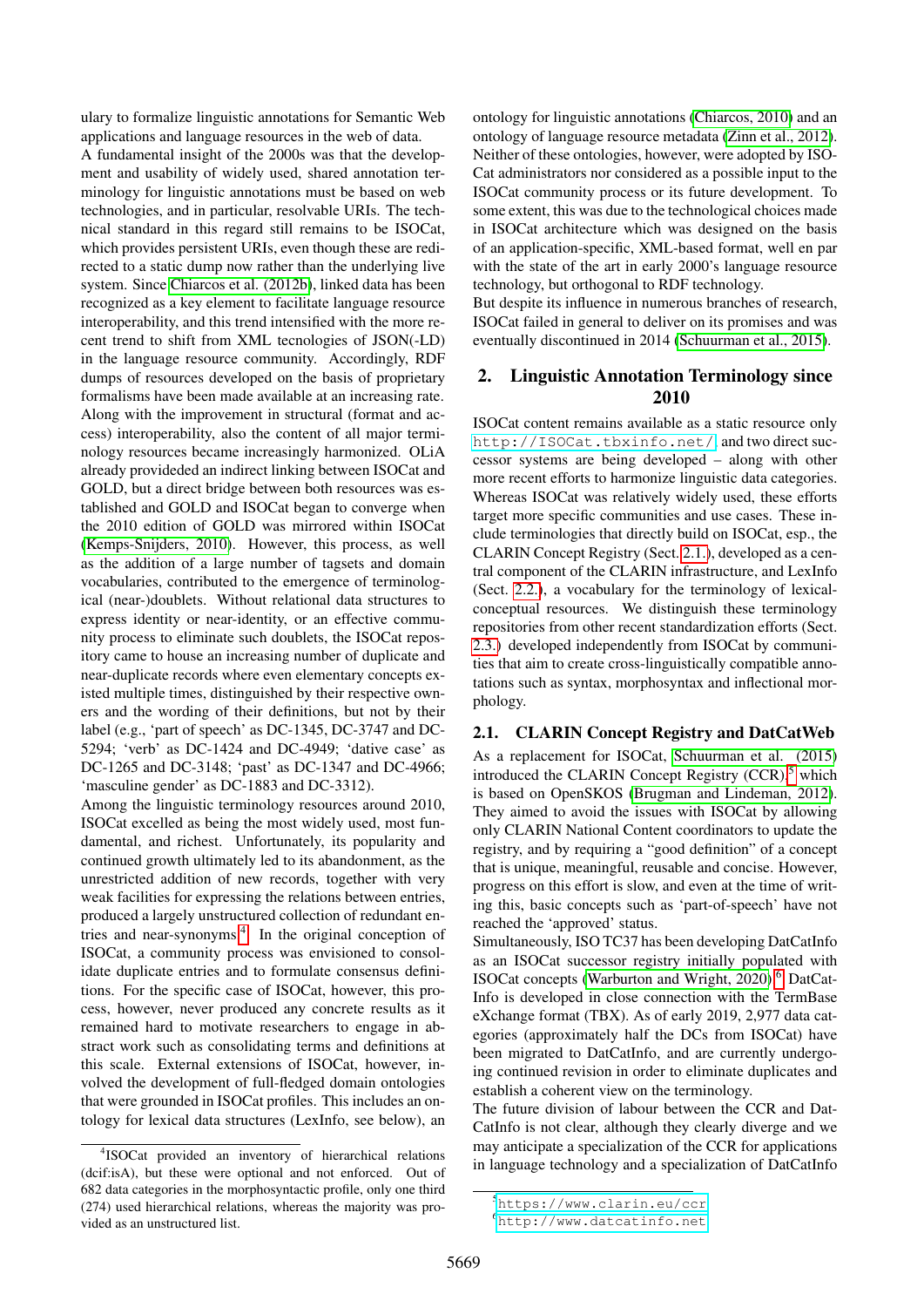ulary to formalize linguistic annotations for Semantic Web applications and language resources in the web of data.

A fundamental insight of the 2000s was that the development and usability of widely used, shared annotation terminology for linguistic annotations must be based on web technologies, and in particular, resolvable URIs. The technical standard in this regard still remains to be ISOCat, which provides persistent URIs, even though these are redirected to a static dump now rather than the underlying live system. Since Chiarcos et al. (2012b), linked data has been recognized as a key element to facilitate language resource interoperability, and this trend intensified with the more recent trend to shift from XML tecnologies of JSON(-LD) in the language resource community. Accordingly, RDF dumps of resources developed on the basis of proprietary formalisms have been made available at an increasing rate. Along with the improvement in structural (format and access) interoperability, also the content of all major terminology resources became increasingly harmonized. OLiA already provideded an indirect linking between ISOCat and GOLD, but a direct bridge between both resources was established and GOLD and ISOCat began to converge when the 2010 edition of GOLD was mirrored within ISOCat (Kemps-Snijders, 2010). However, this process, as well as the addition of a large number of tagsets and domain vocabularies, contributed to the emergence of terminological (near-)doublets. Without relational data structures to express identity or near-identity, or an effective community process to eliminate such doublets, the ISOCat repository came to house an increasing number of duplicate and near-duplicate records where even elementary concepts existed multiple times, distinguished by their respective owners and the wording of their definitions, but not by their label (e.g., 'part of speech' as DC-1345, DC-3747 and DC-5294; 'verb' as DC-1424 and DC-4949; 'dative case' as DC-1265 and DC-3148; 'past' as DC-1347 and DC-4966; 'masculine gender' as DC-1883 and DC-3312).

Among the linguistic terminology resources around 2010, ISOCat excelled as being the most widely used, most fundamental, and richest. Unfortunately, its popularity and continued growth ultimately led to its abandonment, as the unrestricted addition of new records, together with very weak facilities for expressing the relations between entries, produced a largely unstructured collection of redundant entries and near-synonyms.[4] In the original conception of ISOCat, a community process was envisioned to consolidate duplicate entries and to formulate consensus definitions. For the specific case of ISOCat, however, this process, however, never produced any concrete results as it remained hard to motivate researchers to engage in abstract work such as consolidating terms and definitions at this scale. External extensions of ISOCat, however, involved the development of full-fledged domain ontologies that were grounded in ISOCat profiles. This includes an ontology for lexical data structures (LexInfo, see below), an ontology for linguistic annotations (Chiarcos, 2010) and an ontology of language resource metadata (Zinn et al., 2012). Neither of these ontologies, however, were adopted by ISOCat administrators nor considered as a possible input to the ISOCat community process or its future development. To some extent, this was due to the technological choices made in ISOCat architecture which was designed on the basis of an application-specific, XML-based format, well en par with the state of the art in early 2000's language resource technology, but orthogonal to RDF technology.

But despite its influence in numerous branches of research, ISOCat failed in general to deliver on its promises and was eventually discontinued in 2014 (Schuurman et al., 2015).

## 2. Linguistic Annotation Terminology since 2010

ISOCat content remains available as a static resource only http://ISOCat.tbxinfo.net/ and two direct successor systems are being developed – along with other more recent efforts to harmonize linguistic data categories. Whereas ISOCat was relatively widely used, these efforts target more specific communities and use cases. These include terminologies that directly build on ISOCat, esp., the CLARIN Concept Registry (Sect. 2.1.), developed as a central component of the CLARIN infrastructure, and LexInfo (Sect. 2.2.), a vocabulary for the terminology of lexical-conceptual resources. We distinguish these terminology repositories from other recent standardization efforts (Sect. 2.3.) developed independently from ISOCat by communities that aim to create cross-linguistically compatible annotations such as syntax, morphosyntax and inflectional morphology.

### 2.1. CLARIN Concept Registry and DatCatWeb

As a replacement for ISOCat, Schuurman et al. (2015) introduced the CLARIN Concept Registry (CCR),[5] which is based on OpenSKOS (Brugman and Lindeman, 2012). They aimed to avoid the issues with ISOCat by allowing only CLARIN National Content coordinators to update the registry, and by requiring a "good definition" of a concept that is unique, meaningful, reusable and concise. However, progress on this effort is slow, and even at the time of writing this, basic concepts such as 'part-of-speech' have not reached the 'approved' status.

Simultaneously, ISO TC37 has been developing DatCatInfo as an ISOCat successor registry initially populated with ISOCat concepts (Warburton and Wright, 2020).[6] DatCatInfo is developed in close connection with the TermBase eXchange format (TBX). As of early 2019, 2,977 data categories (approximately half the DCs from ISOCat) have been migrated to DatCatInfo, and are currently undergoing continued revision in order to eliminate duplicates and establish a coherent view on the terminology.

The future division of labour between the CCR and DatCatInfo is not clear, although they clearly diverge and we may anticipate a specialization of the CCR for applications in language technology and a specialization of DatCatInfo

[4] ISOCat provided an inventory of hierarchical relations (dcif:isA), but these were optional and not enforced. Out of 682 data categories in the morphosyntactic profile, only one third (274) used hierarchical relations, whereas the majority was provided as an unstructured list.

[5] https://www.clarin.eu/ccr

[6] http://www.datcatinfo.net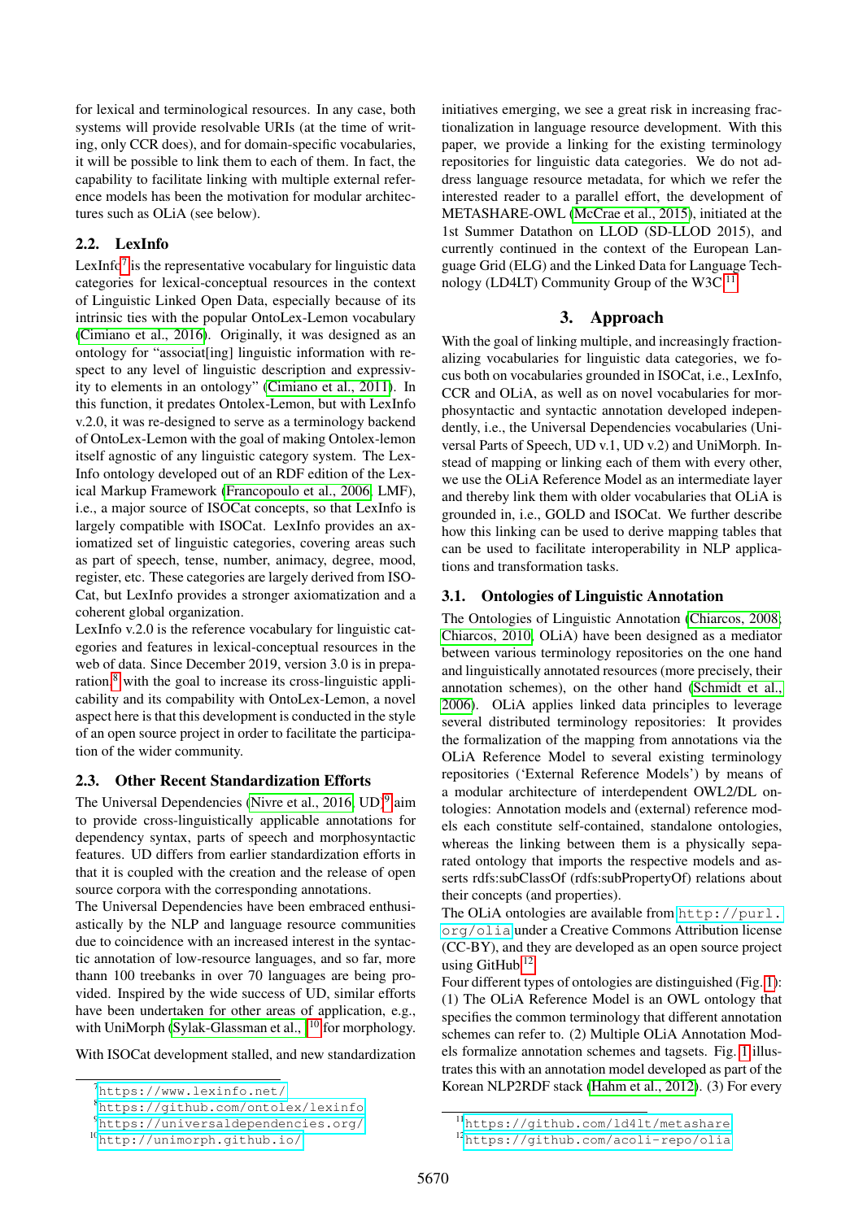for lexical and terminological resources. In any case, both systems will provide resolvable URIs (at the time of writing, only CCR does), and for domain-specific vocabularies, it will be possible to link them to each of them. In fact, the capability to facilitate linking with multiple external reference models has been the motivation for modular architectures such as OLiA (see below).

## 2.2. LexInfo

LexInfo[7] is the representative vocabulary for linguistic data categories for lexical-conceptual resources in the context of Linguistic Linked Open Data, especially because of its intrinsic ties with the popular OntoLex-Lemon vocabulary (Cimiano et al., 2016). Originally, it was designed as an ontology for "associat[ing] linguistic information with respect to any level of linguistic description and expressivity to elements in an ontology" (Cimiano et al., 2011). In this function, it predates Ontolex-Lemon, but with LexInfo v.2.0, it was re-designed to serve as a terminology backend of OntoLex-Lemon with the goal of making Ontolex-lemon itself agnostic of any linguistic category system. The LexInfo ontology developed out of an RDF edition of the Lexical Markup Framework (Francopoulo et al., 2006, LMF), i.e., a major source of ISOCat concepts, so that LexInfo is largely compatible with ISOCat. LexInfo provides an axiomatized set of linguistic categories, covering areas such as part of speech, tense, number, animacy, degree, mood, register, etc. These categories are largely derived from ISOCat, but LexInfo provides a stronger axiomatization and a coherent global organization.

LexInfo v.2.0 is the reference vocabulary for linguistic categories and features in lexical-conceptual resources in the web of data. Since December 2019, version 3.0 is in preparation[8] with the goal to increase its cross-linguistic applicability and its compability with OntoLex-Lemon, a novel aspect here is that this development is conducted in the style of an open source project in order to facilitate the participation of the wider community.

## 2.3. Other Recent Standardization Efforts

The Universal Dependencies (Nivre et al., 2016, UD)[9] aim to provide cross-linguistically applicable annotations for dependency syntax, parts of speech and morphosyntactic features. UD differs from earlier standardization efforts in that it is coupled with the creation and the release of open source corpora with the corresponding annotations.

The Universal Dependencies have been embraced enthusiastically by the NLP and language resource communities due to coincidence with an increased interest in the syntactic annotation of low-resource languages, and so far, more thann 100 treebanks in over 70 languages are being provided. Inspired by the wide success of UD, similar efforts have been undertaken for other areas of application, e.g., with UniMorph (Sylak-Glassman et al., )[10] for morphology.

With ISOCat development stalled, and new standardization initiatives emerging, we see a great risk in increasing fractionalization in language resource development. With this paper, we provide a linking for the existing terminology repositories for linguistic data categories. We do not address language resource metadata, for which we refer the interested reader to a parallel effort, the development of METASHARE-OWL (McCrae et al., 2015), initiated at the 1st Summer Datathon on LLOD (SD-LLOD 2015), and currently continued in the context of the European Language Grid (ELG) and the Linked Data for Language Technology (LD4LT) Community Group of the W3C.[11]

# 3. Approach

With the goal of linking multiple, and increasingly fractionalizing vocabularies for linguistic data categories, we focus both on vocabularies grounded in ISOCat, i.e., LexInfo, CCR and OLiA, as well as on novel vocabularies for morphosyntactic and syntactic annotation developed independently, i.e., the Universal Dependencies vocabularies (Universal Parts of Speech, UD v.1, UD v.2) and UniMorph. Instead of mapping or linking each of them with every other, we use the OLiA Reference Model as an intermediate layer and thereby link them with older vocabularies that OLiA is grounded in, i.e., GOLD and ISOCat. We further describe how this linking can be used to derive mapping tables that can be used to facilitate interoperability in NLP applications and transformation tasks.

## 3.1. Ontologies of Linguistic Annotation

The Ontologies of Linguistic Annotation (Chiarcos, 2008; Chiarcos, 2010, OLiA) have been designed as a mediator between various terminology repositories on the one hand and linguistically annotated resources (more precisely, their annotation schemes), on the other hand (Schmidt et al., 2006). OLiA applies linked data principles to leverage several distributed terminology repositories: It provides the formalization of the mapping from annotations via the OLiA Reference Model to several existing terminology repositories ('External Reference Models') by means of a modular architecture of interdependent OWL2/DL ontologies: Annotation models and (external) reference models each constitute self-contained, standalone ontologies, whereas the linking between them is a physically separated ontology that imports the respective models and asserts rdfs:subClassOf (rdfs:subPropertyOf) relations about their concepts (and properties).

The OLiA ontologies are available from http://purl.org/olia under a Creative Commons Attribution license (CC-BY), and they are developed as an open source project using GitHub.[12]

Four different types of ontologies are distinguished (Fig. 1): (1) The OLiA Reference Model is an OWL ontology that specifies the common terminology that different annotation schemes can refer to. (2) Multiple OLiA Annotation Models formalize annotation schemes and tagsets. Fig. 1 illustrates this with an annotation model developed as part of the Korean NLP2RDF stack (Hahm et al., 2012). (3) For every

[7] https://www.lexinfo.net/

[8] https://github.com/ontolex/lexinfo

[9] https://universaldependencies.org/

[10] http://unimorph.github.io/

[11] https://github.com/ld4lt/metashare

[12] https://github.com/acoli-repo/olia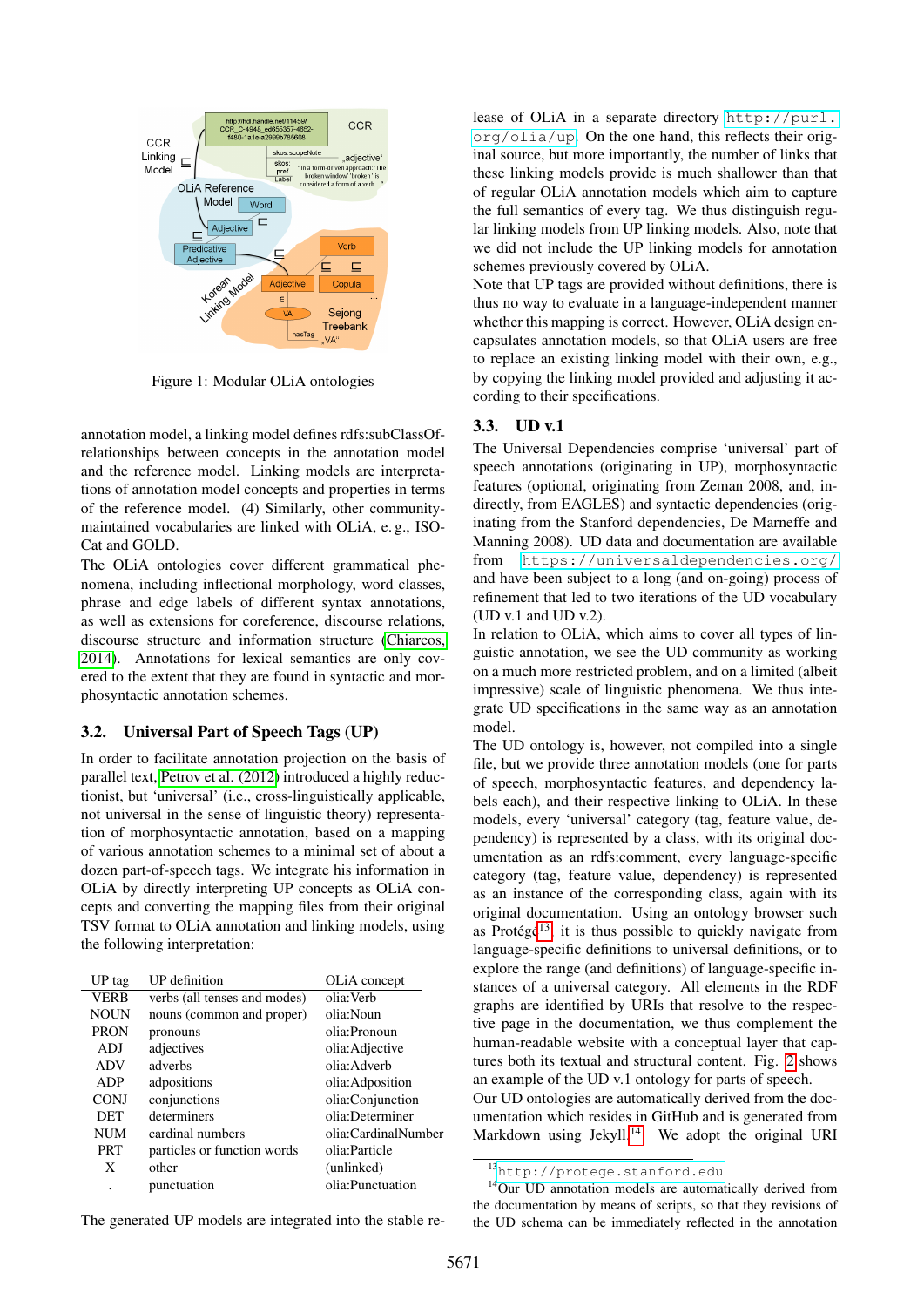Figure 1: Modular OLiA ontologies

annotation model, a linking model defines rdfs:subClassOf-relationships between concepts in the annotation model and the reference model. Linking models are interpretations of annotation model concepts and properties in terms of the reference model. (4) Similarly, other community-maintained vocabularies are linked with OLiA, e. g., ISO-Cat and GOLD.

The OLiA ontologies cover different grammatical phenomena, including inflectional morphology, word classes, phrase and edge labels of different syntax annotations, as well as extensions for coreference, discourse relations, discourse structure and information structure (Chiarcos, 2014). Annotations for lexical semantics are only covered to the extent that they are found in syntactic and morphosyntactic annotation schemes.

### 3.2. Universal Part of Speech Tags (UP)

In order to facilitate annotation projection on the basis of parallel text, Petrov et al. (2012) introduced a highly reductionist, but 'universal' (i.e., cross-linguistically applicable, not universal in the sense of linguistic theory) representation of morphosyntactic annotation, based on a mapping of various annotation schemes to a minimal set of about a dozen part-of-speech tags. We integrate his information in OLiA by directly interpreting UP concepts as OLiA concepts and converting the mapping files from their original TSV format to OLiA annotation and linking models, using the following interpretation:

| UP tag | UP definition | OLiA concept |
|---|---|---|
| VERB | verbs (all tenses and modes) | olia:Verb |
| NOUN | nouns (common and proper) | olia:Noun |
| PRON | pronouns | olia:Pronoun |
| ADJ | adjectives | olia:Adjective |
| ADV | adverbs | olia:Adverb |
| ADP | adpositions | olia:Adposition |
| CONJ | conjunctions | olia:Conjunction |
| DET | determiners | olia:Determiner |
| NUM | cardinal numbers | olia:CardinalNumber |
| PRT | particles or function words | olia:Particle |
| X | other | (unlinked) |
| . | punctuation | olia:Punctuation |

The generated UP models are integrated into the stable release of OLiA in a separate directory http://purl.org/olia/up. On the one hand, this reflects their original source, but more importantly, the number of links that these linking models provide is much shallower than that of regular OLiA annotation models which aim to capture the full semantics of every tag. We thus distinguish regular linking models from UP linking models. Also, note that we did not include the UP linking models for annotation schemes previously covered by OLiA.

Note that UP tags are provided without definitions, there is thus no way to evaluate in a language-independent manner whether this mapping is correct. However, OLiA design encapsulates annotation models, so that OLiA users are free to replace an existing linking model with their own, e.g., by copying the linking model provided and adjusting it according to their specifications.

### 3.3. UD v.1

The Universal Dependencies comprise 'universal' part of speech annotations (originating in UP), morphosyntactic features (optional, originating from Zeman 2008, and, indirectly, from EAGLES) and syntactic dependencies (originating from the Stanford dependencies, De Marneffe and Manning 2008). UD data and documentation are available from https://universaldependencies.org/ and have been subject to a long (and on-going) process of refinement that led to two iterations of the UD vocabulary (UD v.1 and UD v.2).

In relation to OLiA, which aims to cover all types of linguistic annotation, we see the UD community as working on a much more restricted problem, and on a limited (albeit impressive) scale of linguistic phenomena. We thus integrate UD specifications in the same way as an annotation model.

The UD ontology is, however, not compiled into a single file, but we provide three annotation models (one for parts of speech, morphosyntactic features, and dependency labels each), and their respective linking to OLiA. In these models, every 'universal' category (tag, feature value, dependency) is represented by a class, with its original documentation as an rdfs:comment, every language-specific category (tag, feature value, dependency) is represented as an instance of the corresponding class, again with its original documentation. Using an ontology browser such as Protégé[13], it is thus possible to quickly navigate from language-specific definitions to universal definitions, or to explore the range (and definitions) of language-specific instances of a universal category. All elements in the RDF graphs are identified by URIs that resolve to the respective page in the documentation, we thus complement the human-readable website with a conceptual layer that captures both its textual and structural content. Fig. 2 shows an example of the UD v.1 ontology for parts of speech.

Our UD ontologies are automatically derived from the documentation which resides in GitHub and is generated from Markdown using Jekyll.[14] We adopt the original URI

[13] http://protege.stanford.edu

[14] Our UD annotation models are automatically derived from the documentation by means of scripts, so that they revisions of the UD schema can be immediately reflected in the annotation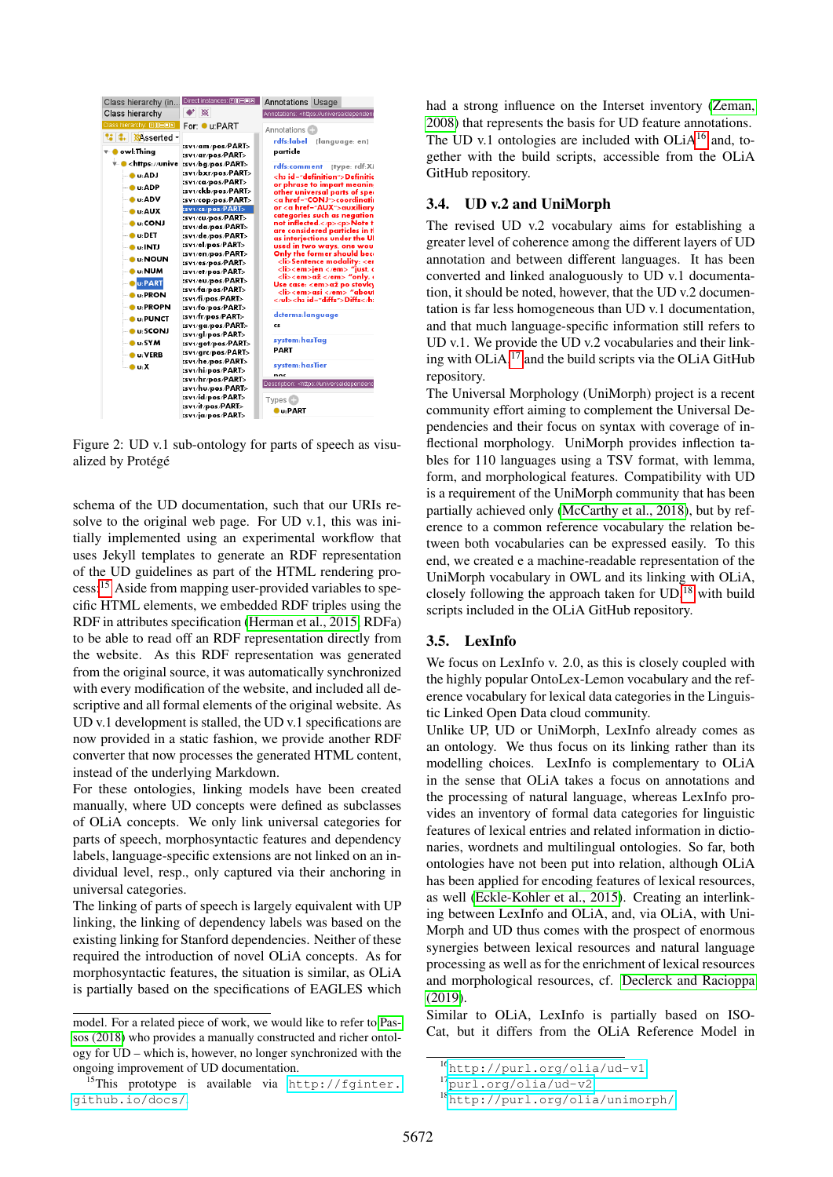Figure 2: UD v.1 sub-ontology for parts of speech as visualized by Protégé

schema of the UD documentation, such that our URIs resolve to the original web page. For UD v.1, this was initially implemented using an experimental workflow that uses Jekyll templates to generate an RDF representation of the UD guidelines as part of the HTML rendering process.[15] Aside from mapping user-provided variables to specific HTML elements, we embedded RDF triples using the RDF in attributes specification (Herman et al., 2015, RDFa) to be able to read off an RDF representation directly from the website. As this RDF representation was generated from the original source, it was automatically synchronized with every modification of the website, and included all descriptive and all formal elements of the original website. As UD v.1 development is stalled, the UD v.1 specifications are now provided in a static fashion, we provide another RDF converter that now processes the generated HTML content, instead of the underlying Markdown.

For these ontologies, linking models have been created manually, where UD concepts were defined as subclasses of OLiA concepts. We only link universal categories for parts of speech, morphosyntactic features and dependency labels, language-specific extensions are not linked on an individual level, resp., only captured via their anchoring in universal categories.

The linking of parts of speech is largely equivalent with UP linking, the linking of dependency labels was based on the existing linking for Stanford dependencies. Neither of these required the introduction of novel OLiA concepts. As for morphosyntactic features, the situation is similar, as OLiA is partially based on the specifications of EAGLES which had a strong influence on the Interset inventory (Zeman, 2008) that represents the basis for UD feature annotations. The UD v.1 ontologies are included with OLiA[16] and, together with the build scripts, accessible from the OLiA GitHub repository.

## 3.4. UD v.2 and UniMorph

The revised UD v.2 vocabulary aims for establishing a greater level of coherence among the different layers of UD annotation and between different languages. It has been converted and linked analoguously to UD v.1 documentation, it should be noted, however, that the UD v.2 documentation is far less homogeneous than UD v.1 documentation, and that much language-specific information still refers to UD v.1. We provide the UD v.2 vocabularies and their linking with OLiA[17] and the build scripts via the OLiA GitHub repository.

The Universal Morphology (UniMorph) project is a recent community effort aiming to complement the Universal Dependencies and their focus on syntax with coverage of inflectional morphology. UniMorph provides inflection tables for 110 languages using a TSV format, with lemma, form, and morphological features. Compatibility with UD is a requirement of the UniMorph community that has been partially achieved only (McCarthy et al., 2018), but by reference to a common reference vocabulary the relation between both vocabularies can be expressed easily. To this end, we created e a machine-readable representation of the UniMorph vocabulary in OWL and its linking with OLiA, closely following the approach taken for UD[18] with build scripts included in the OLiA GitHub repository.

## 3.5. LexInfo

We focus on LexInfo v. 2.0, as this is closely coupled with the highly popular OntoLex-Lemon vocabulary and the reference vocabulary for lexical data categories in the Linguistic Linked Open Data cloud community.

Unlike UP, UD or UniMorph, LexInfo already comes as an ontology. We thus focus on its linking rather than its modelling choices. LexInfo is complementary to OLiA in the sense that OLiA takes a focus on annotations and the processing of natural language, whereas LexInfo provides an inventory of formal data categories for linguistic features of lexical entries and related information in dictionaries, wordnets and multilingual ontologies. So far, both ontologies have not been put into relation, although OLiA has been applied for encoding features of lexical resources, as well (Eckle-Kohler et al., 2015). Creating an interlinking between LexInfo and OLiA, and, via OLiA, with UniMorph and UD thus comes with the prospect of enormous synergies between lexical resources and natural language processing as well as for the enrichment of lexical resources and morphological resources, cf. Declerck and Racioppa (2019).

Similar to OLiA, LexInfo is partially based on ISOcat, but it differs from the OLiA Reference Model in

---

model. For a related piece of work, we would like to refer to Passos (2018) who provides a manually constructed and richer ontology for UD – which is, however, no longer synchronized with the ongoing improvement of UD documentation.

[15] This prototype is available via `http://fginter.github.io/docs/`

[16] `http://purl.org/olia/ud-v1`

[17] `purl.org/olia/ud-v2`

[18] `http://purl.org/olia/unimorph/`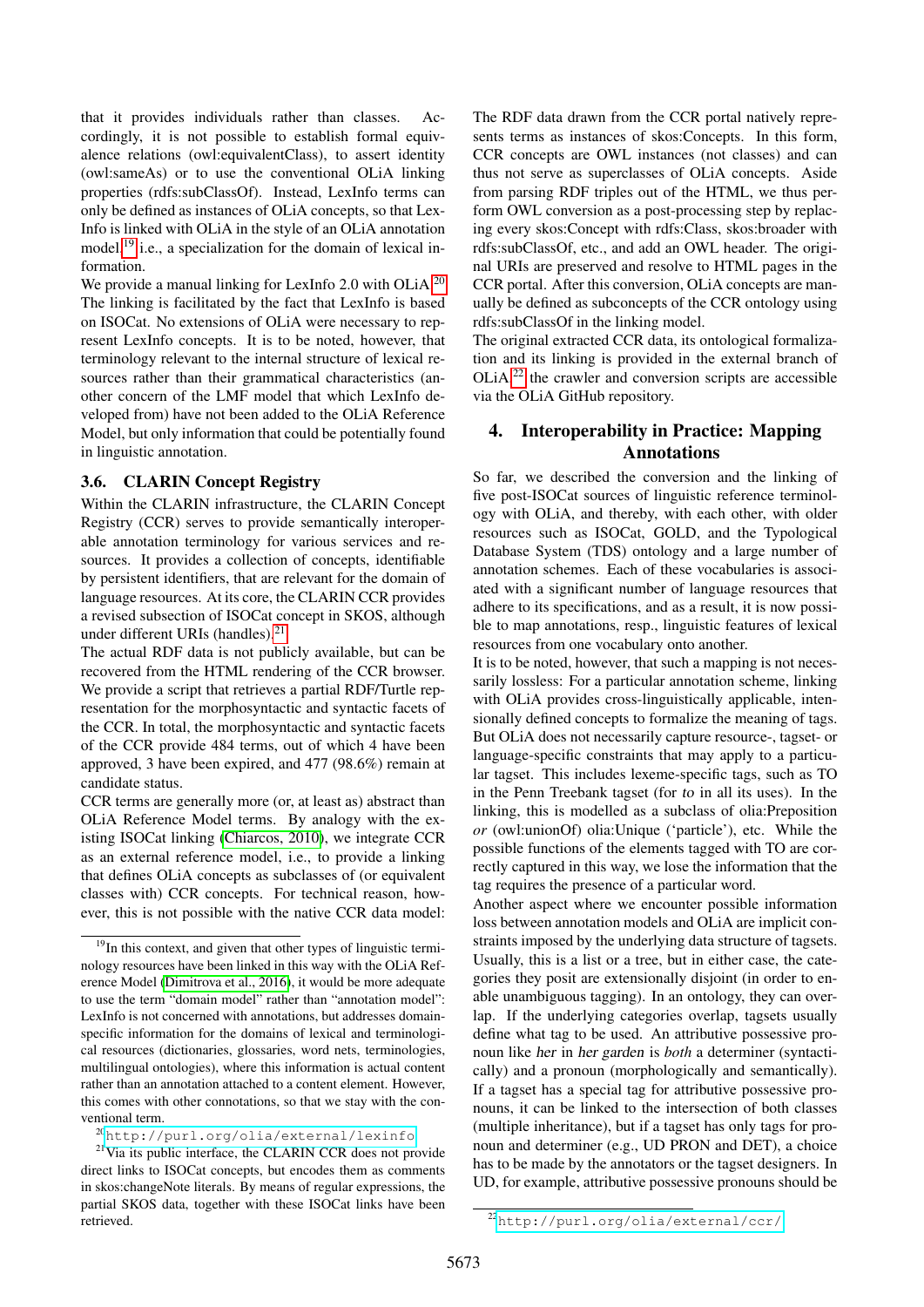that it provides individuals rather than classes. Accordingly, it is not possible to establish formal equivalence relations (owl:equivalentClass), to assert identity (owl:sameAs) or to use the conventional OLiA linking properties (rdfs:subClassOf). Instead, LexInfo terms can only be defined as instances of OLiA concepts, so that LexInfo is linked with OLiA in the style of an OLiA annotation model,[19] i.e., a specialization for the domain of lexical information.

We provide a manual linking for LexInfo 2.0 with OLiA.[20] The linking is facilitated by the fact that LexInfo is based on ISOCat. No extensions of OLiA were necessary to represent LexInfo concepts. It is to be noted, however, that terminology relevant to the internal structure of lexical resources rather than their grammatical characteristics (another concern of the LMF model that which LexInfo developed from) have not been added to the OLiA Reference Model, but only information that could be potentially found in linguistic annotation.

### 3.6. CLARIN Concept Registry

Within the CLARIN infrastructure, the CLARIN Concept Registry (CCR) serves to provide semantically interoperable annotation terminology for various services and resources. It provides a collection of concepts, identifiable by persistent identifiers, that are relevant for the domain of language resources. At its core, the CLARIN CCR provides a revised subsection of ISOCat concept in SKOS, although under different URIs (handles).[21]

The actual RDF data is not publicly available, but can be recovered from the HTML rendering of the CCR browser. We provide a script that retrieves a partial RDF/Turtle representation for the morphosyntactic and syntactic facets of the CCR. In total, the morphosyntactic and syntactic facets of the CCR provide 484 terms, out of which 4 have been approved, 3 have been expired, and 477 (98.6%) remain at candidate status.

CCR terms are generally more (or, at least as) abstract than OLiA Reference Model terms. By analogy with the existing ISOCat linking (Chiarcos, 2010), we integrate CCR as an external reference model, i.e., to provide a linking that defines OLiA concepts as subclasses of (or equivalent classes with) CCR concepts. For technical reason, however, this is not possible with the native CCR data model: The RDF data drawn from the CCR portal natively represents terms as instances of skos:Concepts. In this form, CCR concepts are OWL instances (not classes) and can thus not serve as superclasses of OLiA concepts. Aside from parsing RDF triples out of the HTML, we thus perform OWL conversion as a post-processing step by replacing every skos:Concept with rdfs:Class, skos:broader with rdfs:subClassOf, etc., and add an OWL header. The original URIs are preserved and resolve to HTML pages in the CCR portal. After this conversion, OLiA concepts are manually be defined as subconcepts of the CCR ontology using rdfs:subClassOf in the linking model.

The original extracted CCR data, its ontological formalization and its linking is provided in the external branch of OLiA,[22] the crawler and conversion scripts are accessible via the OLiA GitHub repository.

## 4. Interoperability in Practice: Mapping Annotations

So far, we described the conversion and the linking of five post-ISOCat sources of linguistic reference terminology with OLiA, and thereby, with each other, with older resources such as ISOCat, GOLD, and the Typological Database System (TDS) ontology and a large number of annotation schemes. Each of these vocabularies is associated with a significant number of language resources that adhere to its specifications, and as a result, it is now possible to map annotations, resp., linguistic features of lexical resources from one vocabulary onto another.

It is to be noted, however, that such a mapping is not necessarily lossless: For a particular annotation scheme, linking with OLiA provides cross-linguistically applicable, intensionally defined concepts to formalize the meaning of tags. But OLiA does not necessarily capture resource-, tagset- or language-specific constraints that may apply to a particular tagset. This includes lexeme-specific tags, such as TO in the Penn Treebank tagset (for *to* in all its uses). In the linking, this is modelled as a subclass of olia:Preposition *or* (owl:unionOf) olia:Unique ('particle'), etc. While the possible functions of the elements tagged with TO are correctly captured in this way, we lose the information that the tag requires the presence of a particular word.

Another aspect where we encounter possible information loss between annotation models and OLiA are implicit constraints imposed by the underlying data structure of tagsets. Usually, this is a list or a tree, but in either case, the categories they posit are extensionally disjoint (in order to enable unambiguous tagging). In an ontology, they can overlap. If the underlying categories overlap, tagsets usually define what tag to be used. An attributive possessive pronoun like *her* in *her garden* is *both* a determiner (syntactically) and a pronoun (morphologically and semantically). If a tagset has a special tag for attributive possessive pronouns, it can be linked to the intersection of both classes (multiple inheritance), but if a tagset has only tags for pronoun and determiner (e.g., UD PRON and DET), a choice has to be made by the annotators or the tagset designers. In UD, for example, attributive possessive pronouns should be

[19] In this context, and given that other types of linguistic terminology resources have been linked in this way with the OLiA Reference Model (Dimitrova et al., 2016), it would be more adequate to use the term "domain model" rather than "annotation model": LexInfo is not concerned with annotations, but addresses domain-specific information for the domains of lexical and terminological resources (dictionaries, glossaries, word nets, terminologies, multilingual ontologies), where this information is actual content rather than an annotation attached to a content element. However, this comes with other connotations, so that we stay with the conventional term.

[20] http://purl.org/olia/external/lexinfo

[21] Via its public interface, the CLARIN CCR does not provide direct links to ISOCat concepts, but encodes them as comments in skos:changeNote literals. By means of regular expressions, the partial SKOS data, together with these ISOCat links have been retrieved.

[22] http://purl.org/olia/external/ccr/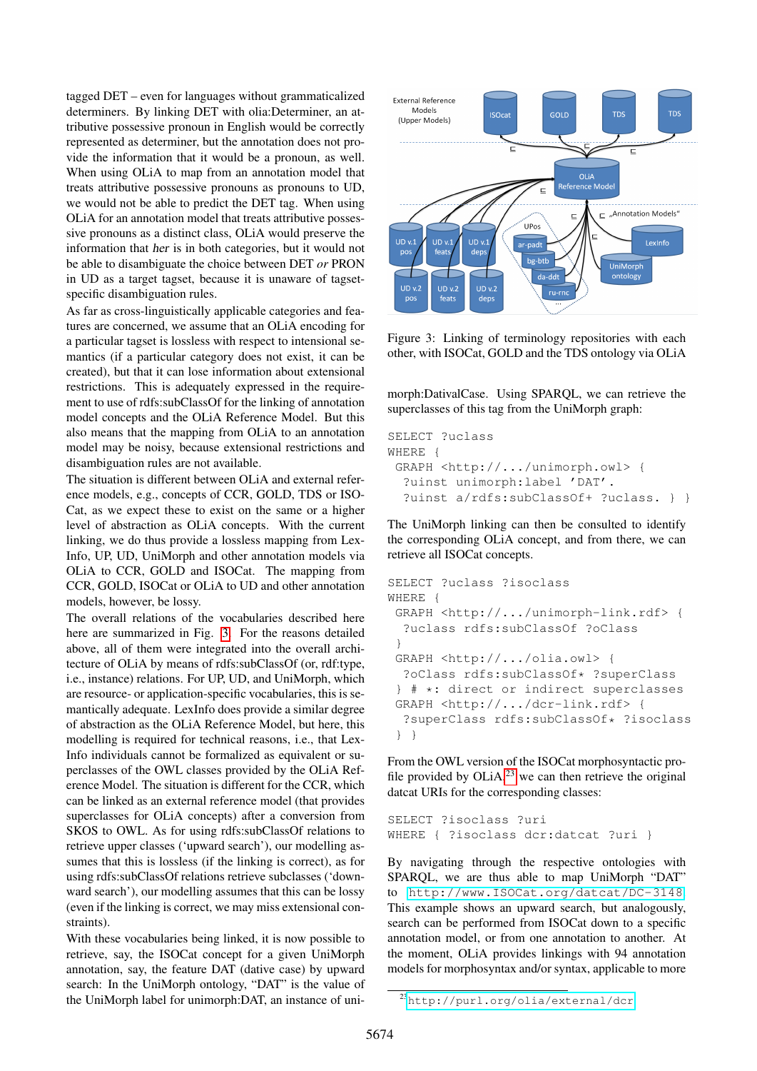tagged DET – even for languages without grammaticalized determiners. By linking DET with olia:Determiner, an attributive possessive pronoun in English would be correctly represented as determiner, but the annotation does not provide the information that it would be a pronoun, as well. When using OLiA to map from an annotation model that treats attributive possessive pronouns as pronouns to UD, we would not be able to predict the DET tag. When using OLiA for an annotation model that treats attributive possessive pronouns as a distinct class, OLiA would preserve the information that *her* is in both categories, but it would not be able to disambiguate the choice between DET *or* PRON in UD as a target tagset, because it is unaware of tagset-specific disambiguation rules.

As far as cross-linguistically applicable categories and features are concerned, we assume that an OLiA encoding for a particular tagset is lossless with respect to intensional semantics (if a particular category does not exist, it can be created), but that it can lose information about extensional restrictions. This is adequately expressed in the requirement to use of rdfs:subClassOf for the linking of annotation model concepts and the OLiA Reference Model. But this also means that the mapping from OLiA to an annotation model may be noisy, because extensional restrictions and disambiguation rules are not available.

The situation is different between OLiA and external reference models, e.g., concepts of CCR, GOLD, TDS or ISOCat, as we expect these to exist on the same or a higher level of abstraction as OLiA concepts. With the current linking, we do thus provide a lossless mapping from LexInfo, UP, UD, UniMorph and other annotation models via OLiA to CCR, GOLD and ISOCat. The mapping from CCR, GOLD, ISOCat or OLiA to UD and other annotation models, however, be lossy.

The overall relations of the vocabularies described here here are summarized in Fig. 3. For the reasons detailed above, all of them were integrated into the overall architecture of OLiA by means of rdfs:subClassOf (or, rdf:type, i.e., instance) relations. For UP, UD, and UniMorph, which are resource- or application-specific vocabularies, this is semantically adequate. LexInfo does provide a similar degree of abstraction as the OLiA Reference Model, but here, this modelling is required for technical reasons, i.e., that LexInfo individuals cannot be formalized as equivalent or superclasses of the OWL classes provided by the OLiA Reference Model. The situation is different for the CCR, which can be linked as an external reference model (that provides superclasses for OLiA concepts) after a conversion from SKOS to OWL. As for using rdfs:subClassOf relations to retrieve upper classes ('upward search'), our modelling assumes that this is lossless (if the linking is correct), as for using rdfs:subClassOf relations retrieve subclasses ('downward search'), our modelling assumes that this can be lossy (even if the linking is correct, we may miss extensional constraints).

With these vocabularies being linked, it is now possible to retrieve, say, the ISOCat concept for a given UniMorph annotation, say, the feature DAT (dative case) by upward search: In the UniMorph ontology, "DAT" is the value of the UniMorph label for unimorph:DAT, an instance of uni-

Figure 3: Linking of terminology repositories with each other, with ISOCat, GOLD and the TDS ontology via OLiA

morph:DativalCase. Using SPARQL, we can retrieve the superclasses of this tag from the UniMorph graph:

```
SELECT ?uclass
WHERE {
 GRAPH <http://.../unimorph.owl> {
  ?uinst unimorph:label 'DAT'.
  ?uinst a/rdfs:subClassOf+ ?uclass. } }
```

The UniMorph linking can then be consulted to identify the corresponding OLiA concept, and from there, we can retrieve all ISOCat concepts.

```
SELECT ?uclass ?isoclass
WHERE {
 GRAPH <http://.../unimorph-link.rdf> {
  ?uclass rdfs:subClassOf ?oClass
 }
 GRAPH <http://.../olia.owl> {
  ?oClass rdfs:subClassOf* ?superClass
 } # *: direct or indirect superclasses
 GRAPH <http://.../dcr-link.rdf> {
  ?superClass rdfs:subClassOf* ?isoclass
 } }
```

From the OWL version of the ISOCat morphosyntactic profile provided by OLiA[23] we can then retrieve the original datcat URIs for the corresponding classes:

```
SELECT ?isoclass ?uri
WHERE { ?isoclass dcr:datcat ?uri }
```

By navigating through the respective ontologies with SPARQL, we are thus able to map UniMorph "DAT" to http://www.ISOCat.org/datcat/DC-3148. This example shows an upward search, but analogously, search can be performed from ISOCat down to a specific annotation model, or from one annotation to another. At the moment, OLiA provides linkings with 94 annotation models for morphosyntax and/or syntax, applicable to more

[23] http://purl.org/olia/external/dcr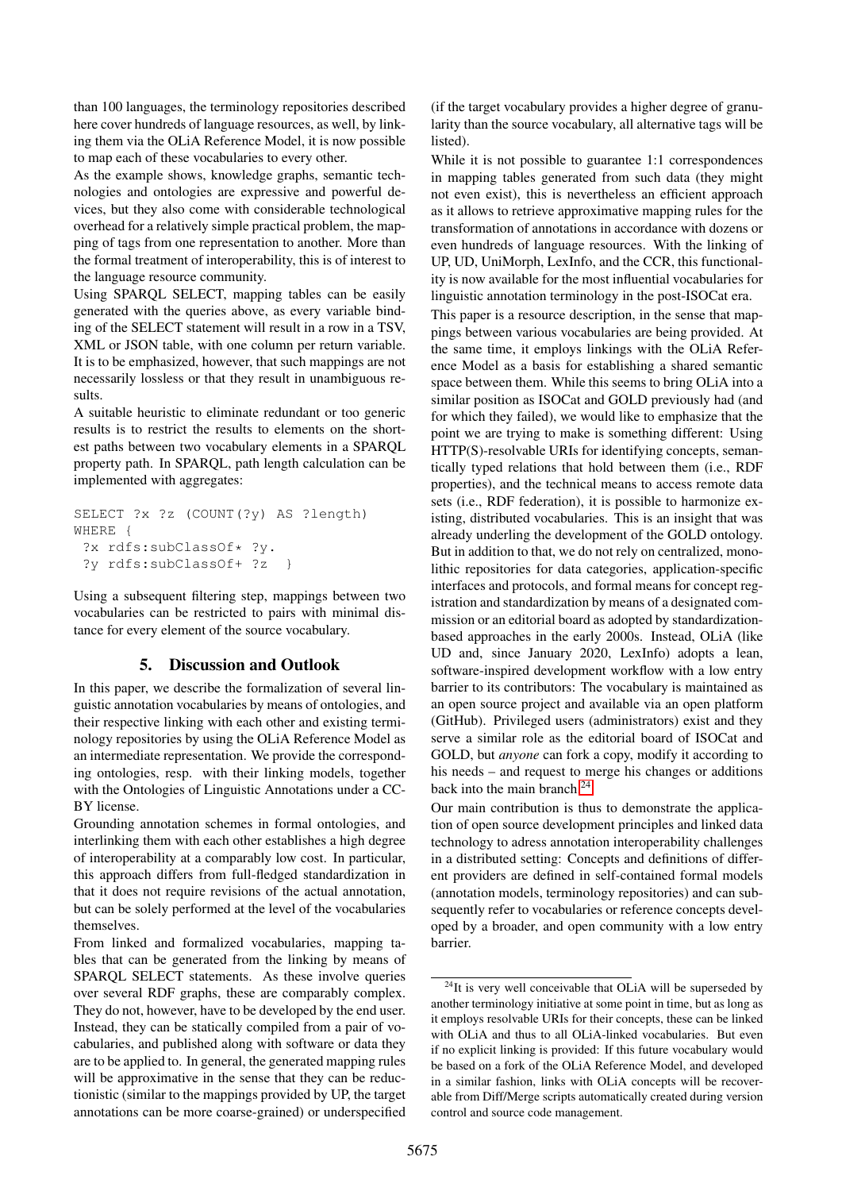than 100 languages, the terminology repositories described here cover hundreds of language resources, as well, by linking them via the OLiA Reference Model, it is now possible to map each of these vocabularies to every other.

As the example shows, knowledge graphs, semantic technologies and ontologies are expressive and powerful devices, but they also come with considerable technological overhead for a relatively simple practical problem, the mapping of tags from one representation to another. More than the formal treatment of interoperability, this is of interest to the language resource community.

Using SPARQL SELECT, mapping tables can be easily generated with the queries above, as every variable binding of the SELECT statement will result in a row in a TSV, XML or JSON table, with one column per return variable. It is to be emphasized, however, that such mappings are not necessarily lossless or that they result in unambiguous results.

A suitable heuristic to eliminate redundant or too generic results is to restrict the results to elements on the shortest paths between two vocabulary elements in a SPARQL property path. In SPARQL, path length calculation can be implemented with aggregates:

```
SELECT ?x ?z (COUNT(?y) AS ?length)
WHERE {
 ?x rdfs:subClassOf* ?y.
 ?y rdfs:subClassOf+ ?z  }
```

Using a subsequent filtering step, mappings between two vocabularies can be restricted to pairs with minimal distance for every element of the source vocabulary.

## 5. Discussion and Outlook

In this paper, we describe the formalization of several linguistic annotation vocabularies by means of ontologies, and their respective linking with each other and existing terminology repositories by using the OLiA Reference Model as an intermediate representation. We provide the corresponding ontologies, resp. with their linking models, together with the Ontologies of Linguistic Annotations under a CC-BY license.

Grounding annotation schemes in formal ontologies, and interlinking them with each other establishes a high degree of interoperability at a comparably low cost. In particular, this approach differs from full-fledged standardization in that it does not require revisions of the actual annotation, but can be solely performed at the level of the vocabularies themselves.

From linked and formalized vocabularies, mapping tables that can be generated from the linking by means of SPARQL SELECT statements. As these involve queries over several RDF graphs, these are comparably complex. They do not, however, have to be developed by the end user. Instead, they can be statically compiled from a pair of vocabularies, and published along with software or data they are to be applied to. In general, the generated mapping rules will be approximative in the sense that they can be reductionistic (similar to the mappings provided by UP, the target annotations can be more coarse-grained) or underspecified (if the target vocabulary provides a higher degree of granularity than the source vocabulary, all alternative tags will be listed).

While it is not possible to guarantee 1:1 correspondences in mapping tables generated from such data (they might not even exist), this is nevertheless an efficient approach as it allows to retrieve approximative mapping rules for the transformation of annotations in accordance with dozens or even hundreds of language resources. With the linking of UP, UD, UniMorph, LexInfo, and the CCR, this functionality is now available for the most influential vocabularies for linguistic annotation terminology in the post-ISOCat era.

This paper is a resource description, in the sense that mappings between various vocabularies are being provided. At the same time, it employs linkings with the OLiA Reference Model as a basis for establishing a shared semantic space between them. While this seems to bring OLiA into a similar position as ISOCat and GOLD previously had (and for which they failed), we would like to emphasize that the point we are trying to make is something different: Using HTTP(S)-resolvable URIs for identifying concepts, semantically typed relations that hold between them (i.e., RDF properties), and the technical means to access remote data sets (i.e., RDF federation), it is possible to harmonize existing, distributed vocabularies. This is an insight that was already underling the development of the GOLD ontology. But in addition to that, we do not rely on centralized, monolithic repositories for data categories, application-specific interfaces and protocols, and formal means for concept registration and standardization by means of a designated commission or an editorial board as adopted by standardization-based approaches in the early 2000s. Instead, OLiA (like UD and, since January 2020, LexInfo) adopts a lean, software-inspired development workflow with a low entry barrier to its contributors: The vocabulary is maintained as an open source project and available via an open platform (GitHub). Privileged users (administrators) exist and they serve a similar role as the editorial board of ISOCat and GOLD, but *anyone* can fork a copy, modify it according to his needs – and request to merge his changes or additions back into the main branch.[24]

Our main contribution is thus to demonstrate the application of open source development principles and linked data technology to adress annotation interoperability challenges in a distributed setting: Concepts and definitions of different providers are defined in self-contained formal models (annotation models, terminology repositories) and can subsequently refer to vocabularies or reference concepts developed by a broader, and open community with a low entry barrier.

[24]It is very well conceivable that OLiA will be superseded by another terminology initiative at some point in time, but as long as it employs resolvable URIs for their concepts, these can be linked with OLiA and thus to all OLiA-linked vocabularies. But even if no explicit linking is provided: If this future vocabulary would be based on a fork of the OLiA Reference Model, and developed in a similar fashion, links with OLiA concepts will be recoverable from Diff/Merge scripts automatically created during version control and source code management.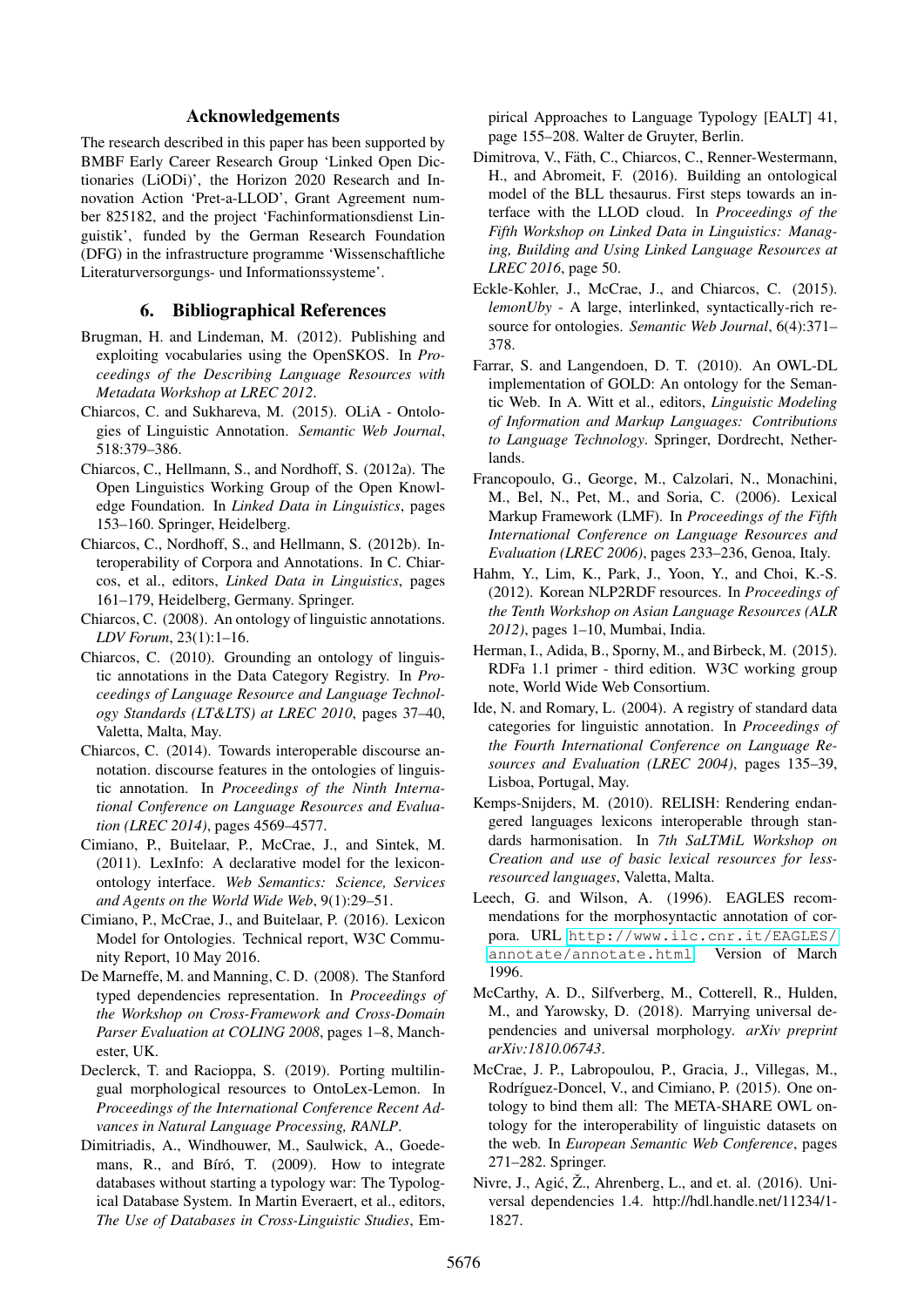## Acknowledgements

The research described in this paper has been supported by BMBF Early Career Research Group 'Linked Open Dictionaries (LiODi)', the Horizon 2020 Research and Innovation Action 'Pret-a-LLOD', Grant Agreement number 825182, and the project 'Fachinformationsdienst Linguistik', funded by the German Research Foundation (DFG) in the infrastructure programme 'Wissenschaftliche Literaturversorgungs- und Informationssysteme'.

## 6. Bibliographical References

Brugman, H. and Lindeman, M. (2012). Publishing and exploiting vocabularies using the OpenSKOS. In *Proceedings of the Describing Language Resources with Metadata Workshop at LREC 2012*.

Chiarcos, C. and Sukhareva, M. (2015). OLiA - Ontologies of Linguistic Annotation. *Semantic Web Journal*, 518:379–386.

Chiarcos, C., Hellmann, S., and Nordhoff, S. (2012a). The Open Linguistics Working Group of the Open Knowledge Foundation. In *Linked Data in Linguistics*, pages 153–160. Springer, Heidelberg.

Chiarcos, C., Nordhoff, S., and Hellmann, S. (2012b). Interoperability of Corpora and Annotations. In C. Chiarcos, et al., editors, *Linked Data in Linguistics*, pages 161–179, Heidelberg, Germany. Springer.

Chiarcos, C. (2008). An ontology of linguistic annotations. *LDV Forum*, 23(1):1–16.

Chiarcos, C. (2010). Grounding an ontology of linguistic annotations in the Data Category Registry. In *Proceedings of Language Resource and Language Technology Standards (LT&LTS) at LREC 2010*, pages 37–40, Valetta, Malta, May.

Chiarcos, C. (2014). Towards interoperable discourse annotation. discourse features in the ontologies of linguistic annotation. In *Proceedings of the Ninth International Conference on Language Resources and Evaluation (LREC 2014)*, pages 4569–4577.

Cimiano, P., Buitelaar, P., McCrae, J., and Sintek, M. (2011). LexInfo: A declarative model for the lexicon-ontology interface. *Web Semantics: Science, Services and Agents on the World Wide Web*, 9(1):29–51.

Cimiano, P., McCrae, J., and Buitelaar, P. (2016). Lexicon Model for Ontologies. Technical report, W3C Community Report, 10 May 2016.

De Marneffe, M. and Manning, C. D. (2008). The Stanford typed dependencies representation. In *Proceedings of the Workshop on Cross-Framework and Cross-Domain Parser Evaluation at COLING 2008*, pages 1–8, Manchester, UK.

Declerck, T. and Racioppa, S. (2019). Porting multilingual morphological resources to OntoLex-Lemon. In *Proceedings of the International Conference Recent Advances in Natural Language Processing, RANLP*.

Dimitriadis, A., Windhouwer, M., Saulwick, A., Goedemans, R., and Bíró, T. (2009). How to integrate databases without starting a typology war: The Typological Database System. In Martin Everaert, et al., editors, *The Use of Databases in Cross-Linguistic Studies*, Empirical Approaches to Language Typology [EALT] 41, page 155–208. Walter de Gruyter, Berlin.

Dimitrova, V., Fäth, C., Chiarcos, C., Renner-Westermann, H., and Abromeit, F. (2016). Building an ontological model of the BLL thesaurus. First steps towards an interface with the LLOD cloud. In *Proceedings of the Fifth Workshop on Linked Data in Linguistics: Managing, Building and Using Linked Language Resources at LREC 2016*, page 50.

Eckle-Kohler, J., McCrae, J., and Chiarcos, C. (2015). *lemonUby* - A large, interlinked, syntactically-rich resource for ontologies. *Semantic Web Journal*, 6(4):371–378.

Farrar, S. and Langendoen, D. T. (2010). An OWL-DL implementation of GOLD: An ontology for the Semantic Web. In A. Witt et al., editors, *Linguistic Modeling of Information and Markup Languages: Contributions to Language Technology*. Springer, Dordrecht, Netherlands.

Francopoulo, G., George, M., Calzolari, N., Monachini, M., Bel, N., Pet, M., and Soria, C. (2006). Lexical Markup Framework (LMF). In *Proceedings of the Fifth International Conference on Language Resources and Evaluation (LREC 2006)*, pages 233–236, Genoa, Italy.

Hahm, Y., Lim, K., Park, J., Yoon, Y., and Choi, K.-S. (2012). Korean NLP2RDF resources. In *Proceedings of the Tenth Workshop on Asian Language Resources (ALR 2012)*, pages 1–10, Mumbai, India.

Herman, I., Adida, B., Sporny, M., and Birbeck, M. (2015). RDFa 1.1 primer - third edition. W3C working group note, World Wide Web Consortium.

Ide, N. and Romary, L. (2004). A registry of standard data categories for linguistic annotation. In *Proceedings of the Fourth International Conference on Language Resources and Evaluation (LREC 2004)*, pages 135–39, Lisboa, Portugal, May.

Kemps-Snijders, M. (2010). RELISH: Rendering endangered languages lexicons interoperable through standards harmonisation. In *7th SaLTMiL Workshop on Creation and use of basic lexical resources for less-resourced languages*, Valetta, Malta.

Leech, G. and Wilson, A. (1996). EAGLES recommendations for the morphosyntactic annotation of corpora. URL http://www.ilc.cnr.it/EAGLES/annotate/annotate.html. Version of March 1996.

McCarthy, A. D., Silfverberg, M., Cotterell, R., Hulden, M., and Yarowsky, D. (2018). Marrying universal dependencies and universal morphology. *arXiv preprint arXiv:1810.06743*.

McCrae, J. P., Labropoulou, P., Gracia, J., Villegas, M., Rodríguez-Doncel, V., and Cimiano, P. (2015). One ontology to bind them all: The META-SHARE OWL ontology for the interoperability of linguistic datasets on the web. In *European Semantic Web Conference*, pages 271–282. Springer.

Nivre, J., Agić, Ž., Ahrenberg, L., and et. al. (2016). Universal dependencies 1.4. http://hdl.handle.net/11234/1-1827.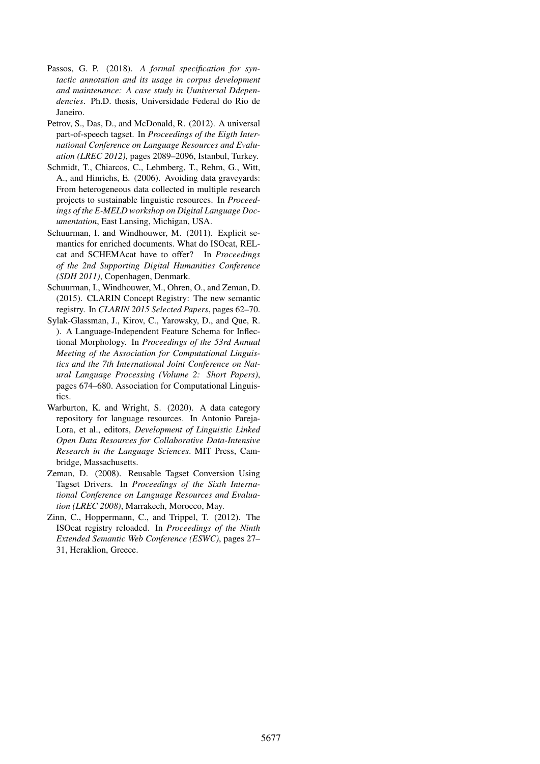Passos, G. P. (2018). *A formal specification for syntactic annotation and its usage in corpus development and maintenance: A case study in Uuniversal Ddependencies*. Ph.D. thesis, Universidade Federal do Rio de Janeiro.

Petrov, S., Das, D., and McDonald, R. (2012). A universal part-of-speech tagset. In *Proceedings of the Eigth International Conference on Language Resources and Evaluation (LREC 2012)*, pages 2089–2096, Istanbul, Turkey.

Schmidt, T., Chiarcos, C., Lehmberg, T., Rehm, G., Witt, A., and Hinrichs, E. (2006). Avoiding data graveyards: From heterogeneous data collected in multiple research projects to sustainable linguistic resources. In *Proceedings of the E-MELD workshop on Digital Language Documentation*, East Lansing, Michigan, USA.

Schuurman, I. and Windhouwer, M. (2011). Explicit semantics for enriched documents. What do ISOcat, RELcat and SCHEMAcat have to offer? In *Proceedings of the 2nd Supporting Digital Humanities Conference (SDH 2011)*, Copenhagen, Denmark.

Schuurman, I., Windhouwer, M., Ohren, O., and Zeman, D. (2015). CLARIN Concept Registry: The new semantic registry. In *CLARIN 2015 Selected Papers*, pages 62–70.

Sylak-Glassman, J., Kirov, C., Yarowsky, D., and Que, R. ). A Language-Independent Feature Schema for Inflectional Morphology. In *Proceedings of the 53rd Annual Meeting of the Association for Computational Linguistics and the 7th International Joint Conference on Natural Language Processing (Volume 2: Short Papers)*, pages 674–680. Association for Computational Linguistics.

Warburton, K. and Wright, S. (2020). A data category repository for language resources. In Antonio Pareja-Lora, et al., editors, *Development of Linguistic Linked Open Data Resources for Collaborative Data-Intensive Research in the Language Sciences*. MIT Press, Cambridge, Massachusetts.

Zeman, D. (2008). Reusable Tagset Conversion Using Tagset Drivers. In *Proceedings of the Sixth International Conference on Language Resources and Evaluation (LREC 2008)*, Marrakech, Morocco, May.

Zinn, C., Hoppermann, C., and Trippel, T. (2012). The ISOcat registry reloaded. In *Proceedings of the Ninth Extended Semantic Web Conference (ESWC)*, pages 27–31, Heraklion, Greece.